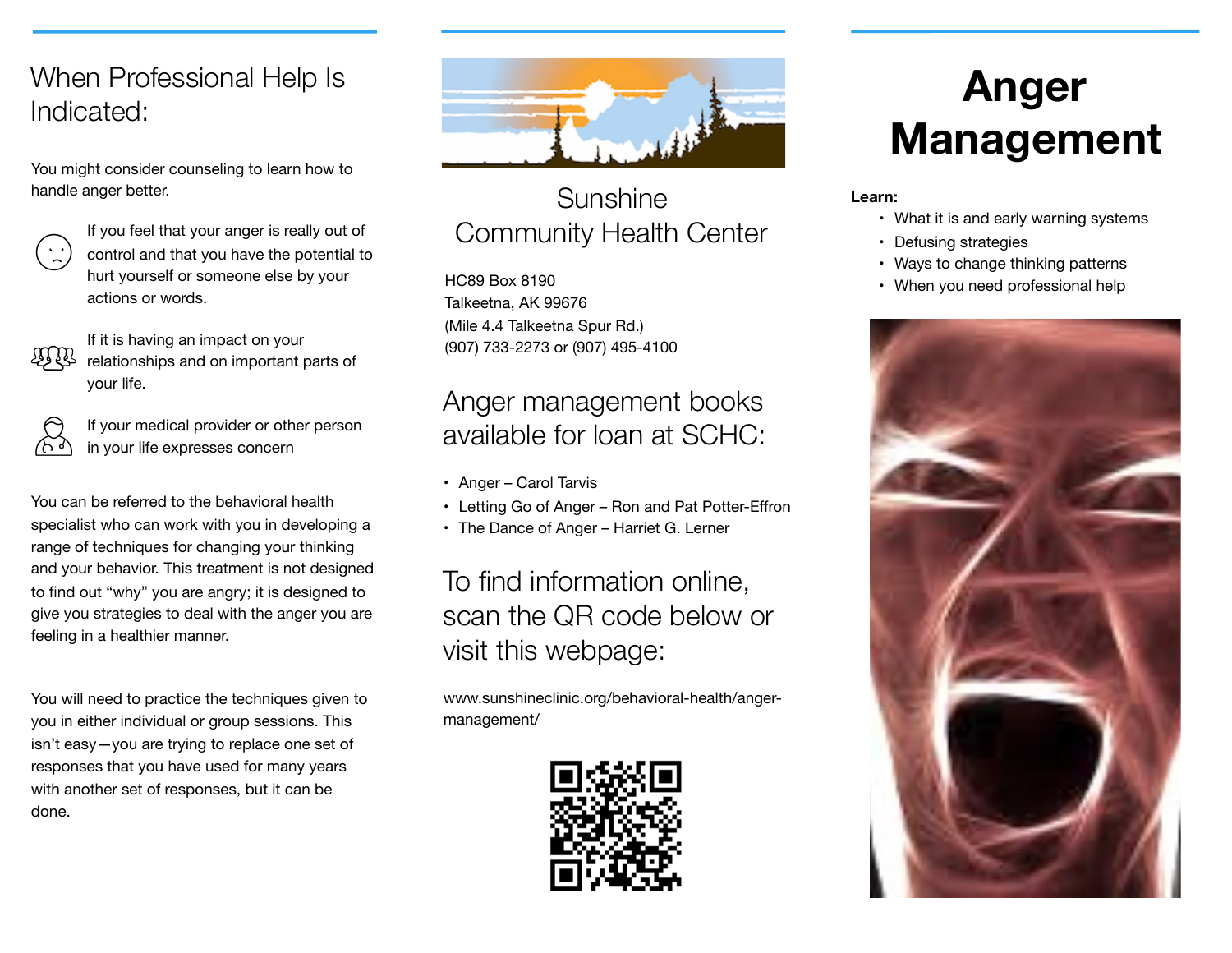## When Professional Help Is Indicated:

You might consider counseling to learn how to handle anger better.

If you feel that your anger is really out of control and that you have the potential to hurt yourself or someone else by your actions or words.

If it is having an impact on your relationships and on important parts of your life.

If your medical provider or other person in your life expresses concern

You can be referred to the behavioral health specialist who can work with you in developing a range of techniques for changing your thinking and your behavior. This treatment is not designed to find out "why" you are angry; it is designed to give you strategies to deal with the anger you are feeling in a healthier manner.

You will need to practice the techniques given to you in either individual or group sessions. This isn't easy—you are trying to replace one set of responses that you have used for many years with another set of responses, but it can be done.

## Sunshine Community Health Center

HC89 Box 8190
Talkeetna, AK 99676
(Mile 4.4 Talkeetna Spur Rd.)
(907) 733-2273 or (907) 495-4100

## Anger management books available for loan at SCHC:

- Anger – Carol Tarvis
- Letting Go of Anger – Ron and Pat Potter-Effron
- The Dance of Anger – Harriet G. Lerner

## To find information online, scan the QR code below or visit this webpage:

www.sunshineclinic.org/behavioral-health/anger-management/

# Anger Management

**Learn:**

- What it is and early warning systems
- Defusing strategies
- Ways to change thinking patterns
- When you need professional help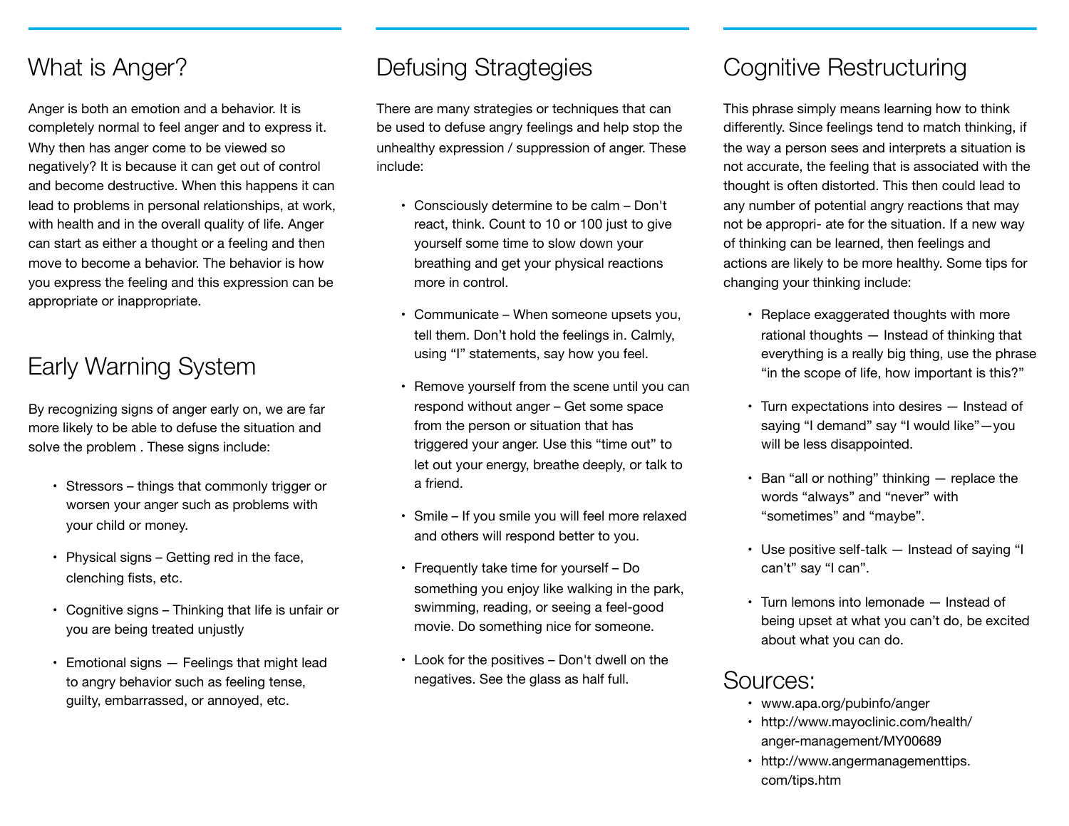## What is Anger?

Anger is both an emotion and a behavior. It is completely normal to feel anger and to express it. Why then has anger come to be viewed so negatively? It is because it can get out of control and become destructive. When this happens it can lead to problems in personal relationships, at work, with health and in the overall quality of life. Anger can start as either a thought or a feeling and then move to become a behavior. The behavior is how you express the feeling and this expression can be appropriate or inappropriate.

## Early Warning System

By recognizing signs of anger early on, we are far more likely to be able to defuse the situation and solve the problem . These signs include:

- Stressors – things that commonly trigger or worsen your anger such as problems with your child or money.
- Physical signs – Getting red in the face, clenching fists, etc.
- Cognitive signs – Thinking that life is unfair or you are being treated unjustly
- Emotional signs — Feelings that might lead to angry behavior such as feeling tense, guilty, embarrassed, or annoyed, etc.

## Defusing Stragtegies

There are many strategies or techniques that can be used to defuse angry feelings and help stop the unhealthy expression / suppression of anger. These include:

- Consciously determine to be calm – Don't react, think. Count to 10 or 100 just to give yourself some time to slow down your breathing and get your physical reactions more in control.
- Communicate – When someone upsets you, tell them. Don't hold the feelings in. Calmly, using "I" statements, say how you feel.
- Remove yourself from the scene until you can respond without anger – Get some space from the person or situation that has triggered your anger. Use this "time out" to let out your energy, breathe deeply, or talk to a friend.
- Smile – If you smile you will feel more relaxed and others will respond better to you.
- Frequently take time for yourself – Do something you enjoy like walking in the park, swimming, reading, or seeing a feel-good movie. Do something nice for someone.
- Look for the positives – Don't dwell on the negatives. See the glass as half full.

## Cognitive Restructuring

This phrase simply means learning how to think differently. Since feelings tend to match thinking, if the way a person sees and interprets a situation is not accurate, the feeling that is associated with the thought is often distorted. This then could lead to any number of potential angry reactions that may not be appropri- ate for the situation. If a new way of thinking can be learned, then feelings and actions are likely to be more healthy. Some tips for changing your thinking include:

- Replace exaggerated thoughts with more rational thoughts — Instead of thinking that everything is a really big thing, use the phrase "in the scope of life, how important is this?"
- Turn expectations into desires — Instead of saying "I demand" say "I would like"—you will be less disappointed.
- Ban "all or nothing" thinking — replace the words "always" and "never" with "sometimes" and "maybe".
- Use positive self-talk — Instead of saying "I can't" say "I can".
- Turn lemons into lemonade — Instead of being upset at what you can't do, be excited about what you can do.

## Sources:

- www.apa.org/pubinfo/anger
- http://www.mayoclinic.com/health/anger-management/MY00689
- http://www.angermanagementtips.com/tips.htm